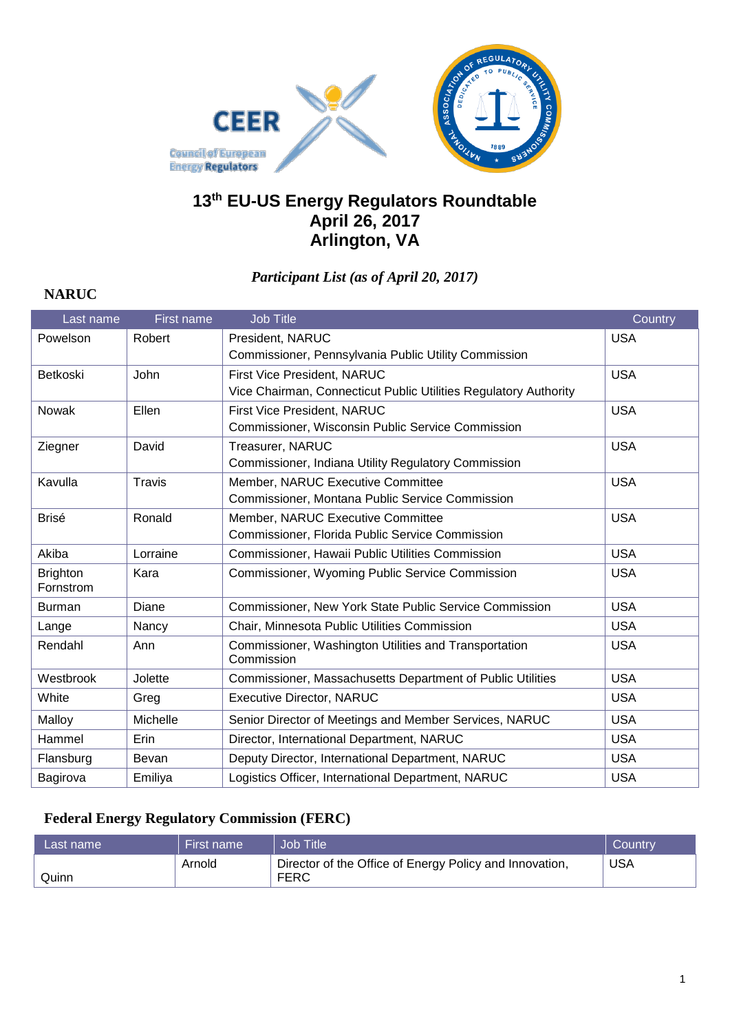# 13th EU-US Energy Regulators Roundtable
# April 26, 2017
# Arlington, VA

*Participant List (as of April 20, 2017)*

## NARUC

| Last name | First name | Job Title | Country |
|---|---|---|---|
| Powelson | Robert | President, NARUC<br>Commissioner, Pennsylvania Public Utility Commission | USA |
| Betkoski | John | First Vice President, NARUC<br>Vice Chairman, Connecticut Public Utilities Regulatory Authority | USA |
| Nowak | Ellen | First Vice President, NARUC<br>Commissioner, Wisconsin Public Service Commission | USA |
| Ziegner | David | Treasurer, NARUC<br>Commissioner, Indiana Utility Regulatory Commission | USA |
| Kavulla | Travis | Member, NARUC Executive Committee<br>Commissioner, Montana Public Service Commission | USA |
| Brisé | Ronald | Member, NARUC Executive Committee<br>Commissioner, Florida Public Service Commission | USA |
| Akiba | Lorraine | Commissioner, Hawaii Public Utilities Commission | USA |
| Brighton Fornstrom | Kara | Commissioner, Wyoming Public Service Commission | USA |
| Burman | Diane | Commissioner, New York State Public Service Commission | USA |
| Lange | Nancy | Chair, Minnesota Public Utilities Commission | USA |
| Rendahl | Ann | Commissioner, Washington Utilities and Transportation Commission | USA |
| Westbrook | Jolette | Commissioner, Massachusetts Department of Public Utilities | USA |
| White | Greg | Executive Director, NARUC | USA |
| Malloy | Michelle | Senior Director of Meetings and Member Services, NARUC | USA |
| Hammel | Erin | Director, International Department, NARUC | USA |
| Flansburg | Bevan | Deputy Director, International Department, NARUC | USA |
| Bagirova | Emiliya | Logistics Officer, International Department, NARUC | USA |

## Federal Energy Regulatory Commission (FERC)

| Last name | First name | Job Title | Country |
|---|---|---|---|
| Quinn | Arnold | Director of the Office of Energy Policy and Innovation, FERC | USA |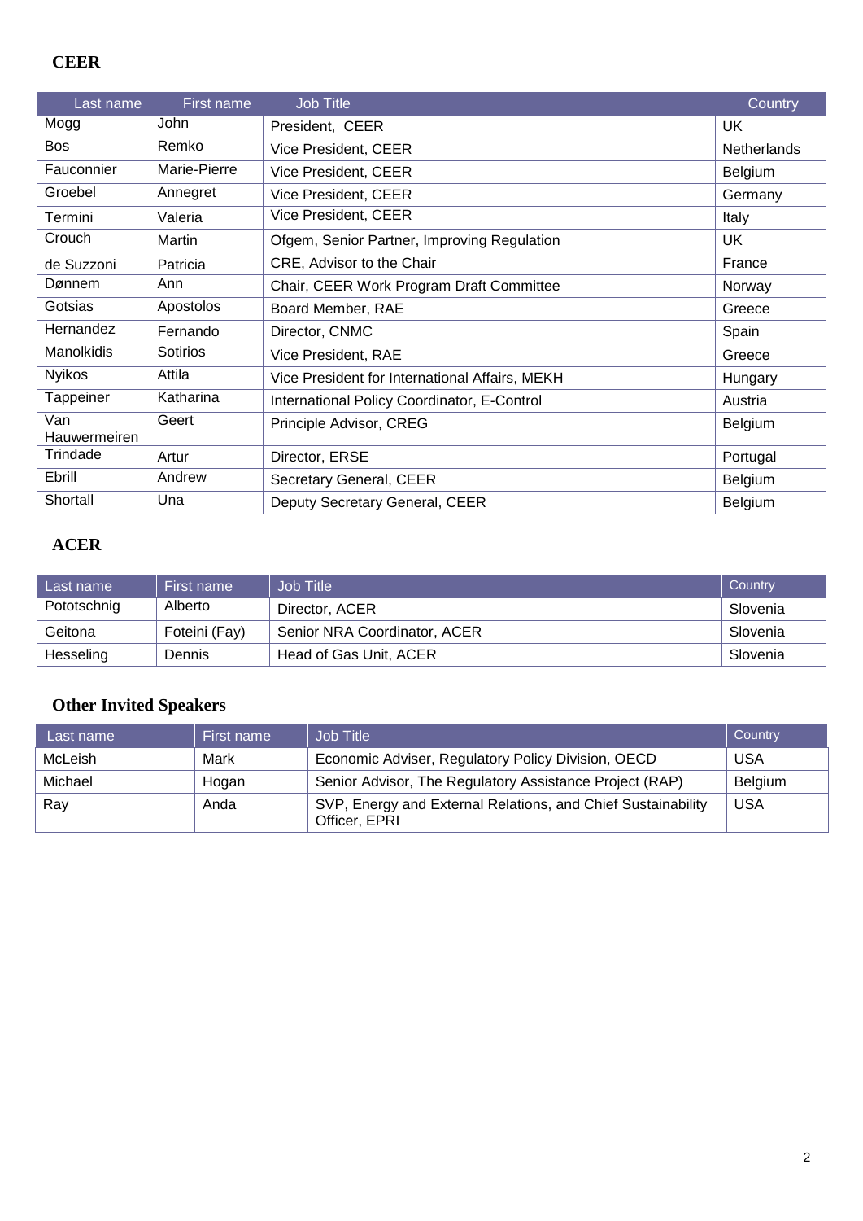## CEER

| Last name | First name | Job Title | Country |
|---|---|---|---|
| Mogg | John | President, CEER | UK |
| Bos | Remko | Vice President, CEER | Netherlands |
| Fauconnier | Marie-Pierre | Vice President, CEER | Belgium |
| Groebel | Annegret | Vice President, CEER | Germany |
| Termini | Valeria | Vice President, CEER | Italy |
| Crouch | Martin | Ofgem, Senior Partner, Improving Regulation | UK |
| de Suzzoni | Patricia | CRE, Advisor to the Chair | France |
| Dønnem | Ann | Chair, CEER Work Program Draft Committee | Norway |
| Gotsias | Apostolos | Board Member, RAE | Greece |
| Hernandez | Fernando | Director, CNMC | Spain |
| Manolkidis | Sotirios | Vice President, RAE | Greece |
| Nyikos | Attila | Vice President for International Affairs, MEKH | Hungary |
| Tappeiner | Katharina | International Policy Coordinator, E-Control | Austria |
| Van Hauwermeiren | Geert | Principle Advisor, CREG | Belgium |
| Trindade | Artur | Director, ERSE | Portugal |
| Ebrill | Andrew | Secretary General, CEER | Belgium |
| Shortall | Una | Deputy Secretary General, CEER | Belgium |

## ACER

| Last name | First name | Job Title | Country |
|---|---|---|---|
| Pototschnig | Alberto | Director, ACER | Slovenia |
| Geitona | Foteini (Fay) | Senior NRA Coordinator, ACER | Slovenia |
| Hesseling | Dennis | Head of Gas Unit, ACER | Slovenia |

## Other Invited Speakers

| Last name | First name | Job Title | Country |
|---|---|---|---|
| McLeish | Mark | Economic Adviser, Regulatory Policy Division, OECD | USA |
| Michael | Hogan | Senior Advisor, The Regulatory Assistance Project (RAP) | Belgium |
| Ray | Anda | SVP, Energy and External Relations, and Chief Sustainability Officer, EPRI | USA |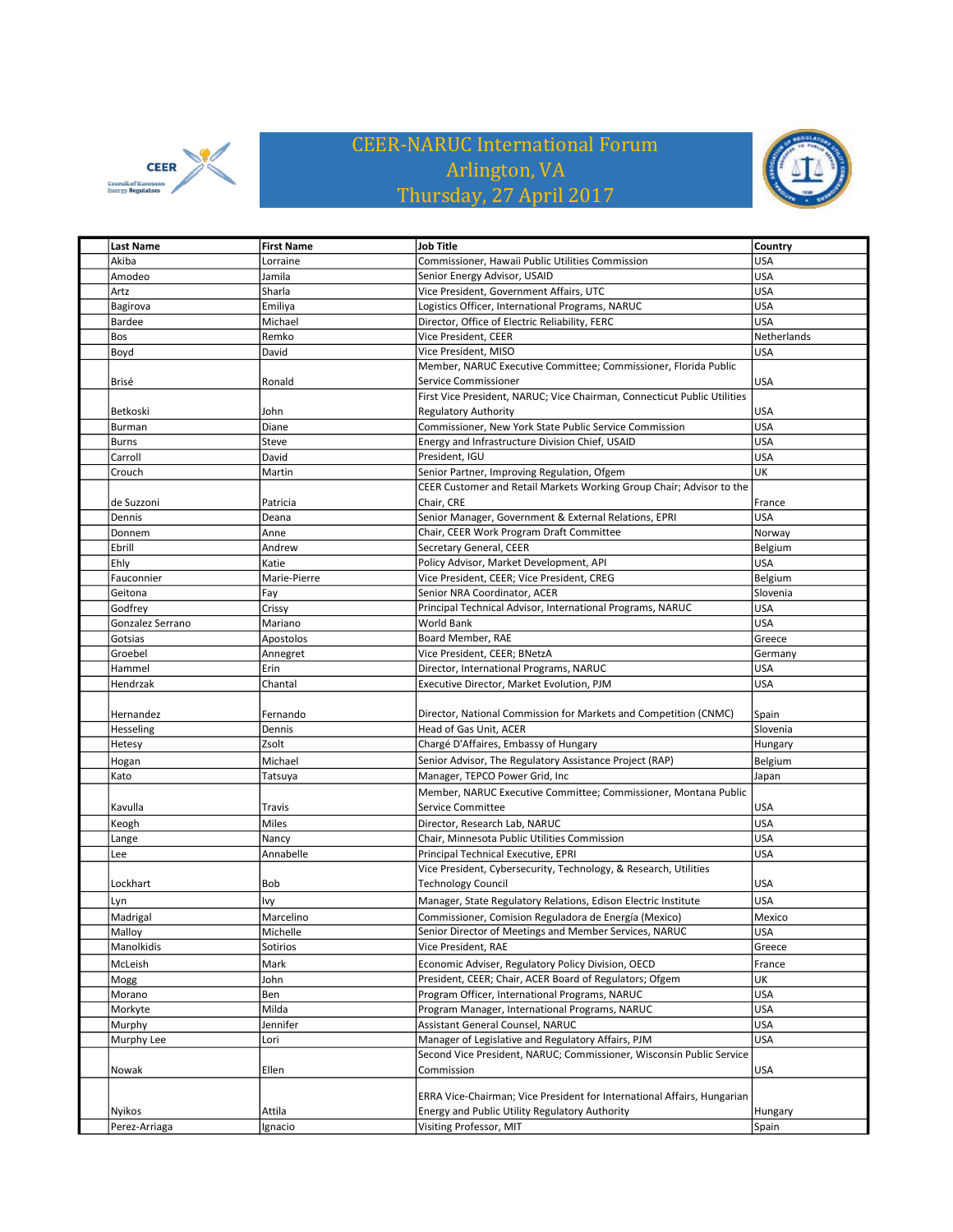# CEER-NARUC International Forum
## Arlington, VA
## Thursday, 27 April 2017

| Last Name | First Name | Job Title | Country |
|---|---|---|---|
| Akiba | Lorraine | Commissioner, Hawaii Public Utilities Commission | USA |
| Amodeo | Jamila | Senior Energy Advisor, USAID | USA |
| Artz | Sharla | Vice President, Government Affairs, UTC | USA |
| Bagirova | Emiliya | Logistics Officer, International Programs, NARUC | USA |
| Bardee | Michael | Director, Office of Electric Reliability, FERC | USA |
| Bos | Remko | Vice President, CEER | Netherlands |
| Boyd | David | Vice President, MISO | USA |
| Brisé | Ronald | Member, NARUC Executive Committee; Commissioner, Florida Public Service Commissioner | USA |
| Betkoski | John | First Vice President, NARUC; Vice Chairman, Connecticut Public Utilities Regulatory Authority | USA |
| Burman | Diane | Commissioner, New York State Public Service Commission | USA |
| Burns | Steve | Energy and Infrastructure Division Chief, USAID | USA |
| Carroll | David | President, IGU | USA |
| Crouch | Martin | Senior Partner, Improving Regulation, Ofgem | UK |
| de Suzzoni | Patricia | CEER Customer and Retail Markets Working Group Chair; Advisor to the Chair, CRE | France |
| Dennis | Deana | Senior Manager, Government & External Relations, EPRI | USA |
| Donnem | Anne | Chair, CEER Work Program Draft Committee | Norway |
| Ebrill | Andrew | Secretary General, CEER | Belgium |
| Ehly | Katie | Policy Advisor, Market Development, API | USA |
| Fauconnier | Marie-Pierre | Vice President, CEER; Vice President, CREG | Belgium |
| Geitona | Fay | Senior NRA Coordinator, ACER | Slovenia |
| Godfrey | Crissy | Principal Technical Advisor, International Programs, NARUC | USA |
| Gonzalez Serrano | Mariano | World Bank | USA |
| Gotsias | Apostolos | Board Member, RAE | Greece |
| Groebel | Annegret | Vice President, CEER; BNetzA | Germany |
| Hammel | Erin | Director, International Programs, NARUC | USA |
| Hendrzak | Chantal | Executive Director, Market Evolution, PJM | USA |
| Hernandez | Fernando | Director, National Commission for Markets and Competition (CNMC) | Spain |
| Hesseling | Dennis | Head of Gas Unit, ACER | Slovenia |
| Hetesy | Zsolt | Chargé D'Affaires, Embassy of Hungary | Hungary |
| Hogan | Michael | Senior Advisor, The Regulatory Assistance Project (RAP) | Belgium |
| Kato | Tatsuya | Manager, TEPCO Power Grid, Inc | Japan |
| Kavulla | Travis | Member, NARUC Executive Committee; Commissioner, Montana Public Service Committee | USA |
| Keogh | Miles | Director, Research Lab, NARUC | USA |
| Lange | Nancy | Chair, Minnesota Public Utilities Commission | USA |
| Lee | Annabelle | Principal Technical Executive, EPRI | USA |
| Lockhart | Bob | Vice President, Cybersecurity, Technology, & Research, Utilities Technology Council | USA |
| Lyn | Ivy | Manager, State Regulatory Relations, Edison Electric Institute | USA |
| Madrigal | Marcelino | Commissioner, Comision Reguladora de Energía (Mexico) | Mexico |
| Malloy | Michelle | Senior Director of Meetings and Member Services, NARUC | USA |
| Manolkidis | Sotirios | Vice President, RAE | Greece |
| McLeish | Mark | Economic Adviser, Regulatory Policy Division, OECD | France |
| Mogg | John | President, CEER; Chair, ACER Board of Regulators; Ofgem | UK |
| Morano | Ben | Program Officer, International Programs, NARUC | USA |
| Morkyte | Milda | Program Manager, International Programs, NARUC | USA |
| Murphy | Jennifer | Assistant General Counsel, NARUC | USA |
| Murphy Lee | Lori | Manager of Legislative and Regulatory Affairs, PJM | USA |
| Nowak | Ellen | Second Vice President, NARUC; Commissioner, Wisconsin Public Service Commission | USA |
| Nyikos | Attila | ERRA Vice-Chairman; Vice President for International Affairs, Hungarian Energy and Public Utility Regulatory Authority | Hungary |
| Perez-Arriaga | Ignacio | Visiting Professor, MIT | Spain |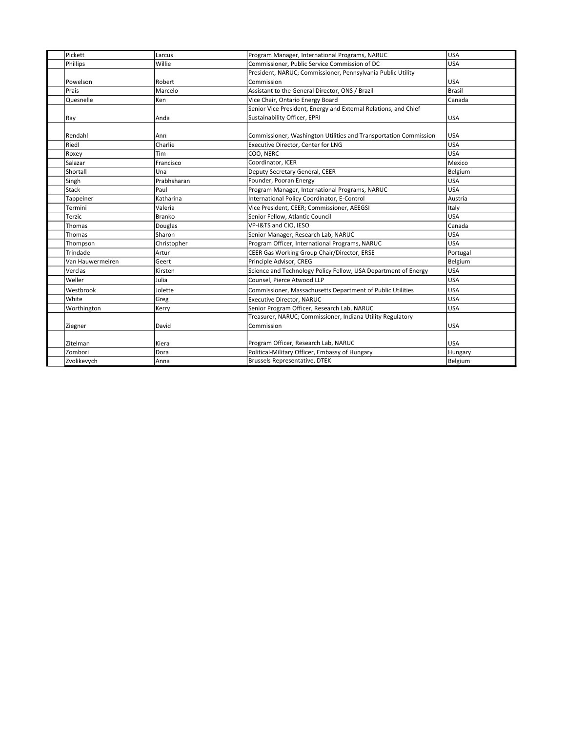| | | | | |
|---|---|---|---|---|
| | Pickett | Larcus | Program Manager, International Programs, NARUC | USA |
| | Phillips | Willie | Commissioner, Public Service Commission of DC | USA |
| | Powelson | Robert | President, NARUC; Commissioner, Pennsylvania Public Utility Commission | USA |
| | Prais | Marcelo | Assistant to the General Director, ONS / Brazil | Brasil |
| | Quesnelle | Ken | Vice Chair, Ontario Energy Board | Canada |
| | Ray | Anda | Senior Vice President, Energy and External Relations, and Chief Sustainability Officer, EPRI | USA |
| | Rendahl | Ann | Commissioner, Washington Utilities and Transportation Commission | USA |
| | Riedl | Charlie | Executive Director, Center for LNG | USA |
| | Roxey | Tim | COO, NERC | USA |
| | Salazar | Francisco | Coordinator, ICER | Mexico |
| | Shortall | Una | Deputy Secretary General, CEER | Belgium |
| | Singh | Prabhsharan | Founder, Pooran Energy | USA |
| | Stack | Paul | Program Manager, International Programs, NARUC | USA |
| | Tappeiner | Katharina | International Policy Coordinator, E-Control | Austria |
| | Termini | Valeria | Vice President, CEER; Commissioner, AEEGSI | Italy |
| | Terzic | Branko | Senior Fellow, Atlantic Council | USA |
| | Thomas | Douglas | VP-I&TS and CIO, IESO | Canada |
| | Thomas | Sharon | Senior Manager, Research Lab, NARUC | USA |
| | Thompson | Christopher | Program Officer, International Programs, NARUC | USA |
| | Trindade | Artur | CEER Gas Working Group Chair/Director, ERSE | Portugal |
| | Van Hauwermeiren | Geert | Principle Advisor, CREG | Belgium |
| | Verclas | Kirsten | Science and Technology Policy Fellow, USA Department of Energy | USA |
| | Weller | Julia | Counsel, Pierce Atwood LLP | USA |
| | Westbrook | Jolette | Commissioner, Massachusetts Department of Public Utilities | USA |
| | White | Greg | Executive Director, NARUC | USA |
| | Worthington | Kerry | Senior Program Officer, Research Lab, NARUC | USA |
| | Ziegner | David | Treasurer, NARUC; Commissioner, Indiana Utility Regulatory Commission | USA |
| | Zitelman | Kiera | Program Officer, Research Lab, NARUC | USA |
| | Zombori | Dora | Political-Military Officer, Embassy of Hungary | Hungary |
| | Zvolikevych | Anna | Brussels Representative, DTEK | Belgium |